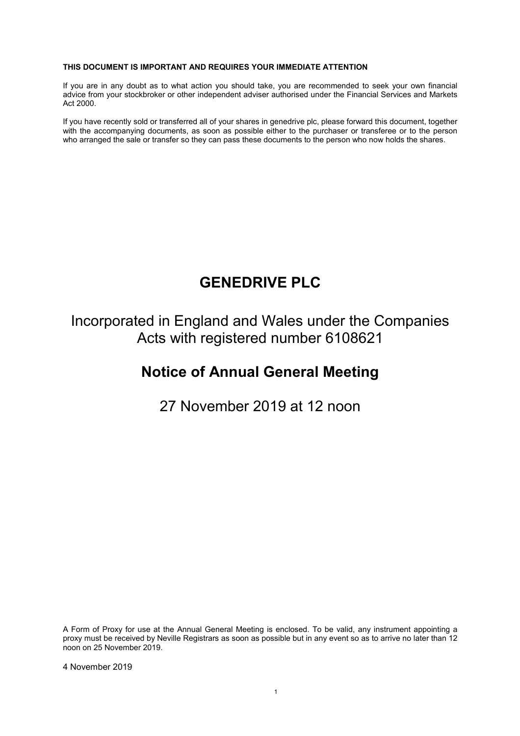**THIS DOCUMENT IS IMPORTANT AND REQUIRES YOUR IMMEDIATE ATTENTION**

If you are in any doubt as to what action you should take, you are recommended to seek your own financial advice from your stockbroker or other independent adviser authorised under the Financial Services and Markets Act 2000.

If you have recently sold or transferred all of your shares in genedrive plc, please forward this document, together with the accompanying documents, as soon as possible either to the purchaser or transferee or to the person who arranged the sale or transfer so they can pass these documents to the person who now holds the shares.

# GENEDRIVE PLC

Incorporated in England and Wales under the Companies Acts with registered number 6108621

## Notice of Annual General Meeting

27 November 2019 at 12 noon

A Form of Proxy for use at the Annual General Meeting is enclosed. To be valid, any instrument appointing a proxy must be received by Neville Registrars as soon as possible but in any event so as to arrive no later than 12 noon on 25 November 2019.

4 November 2019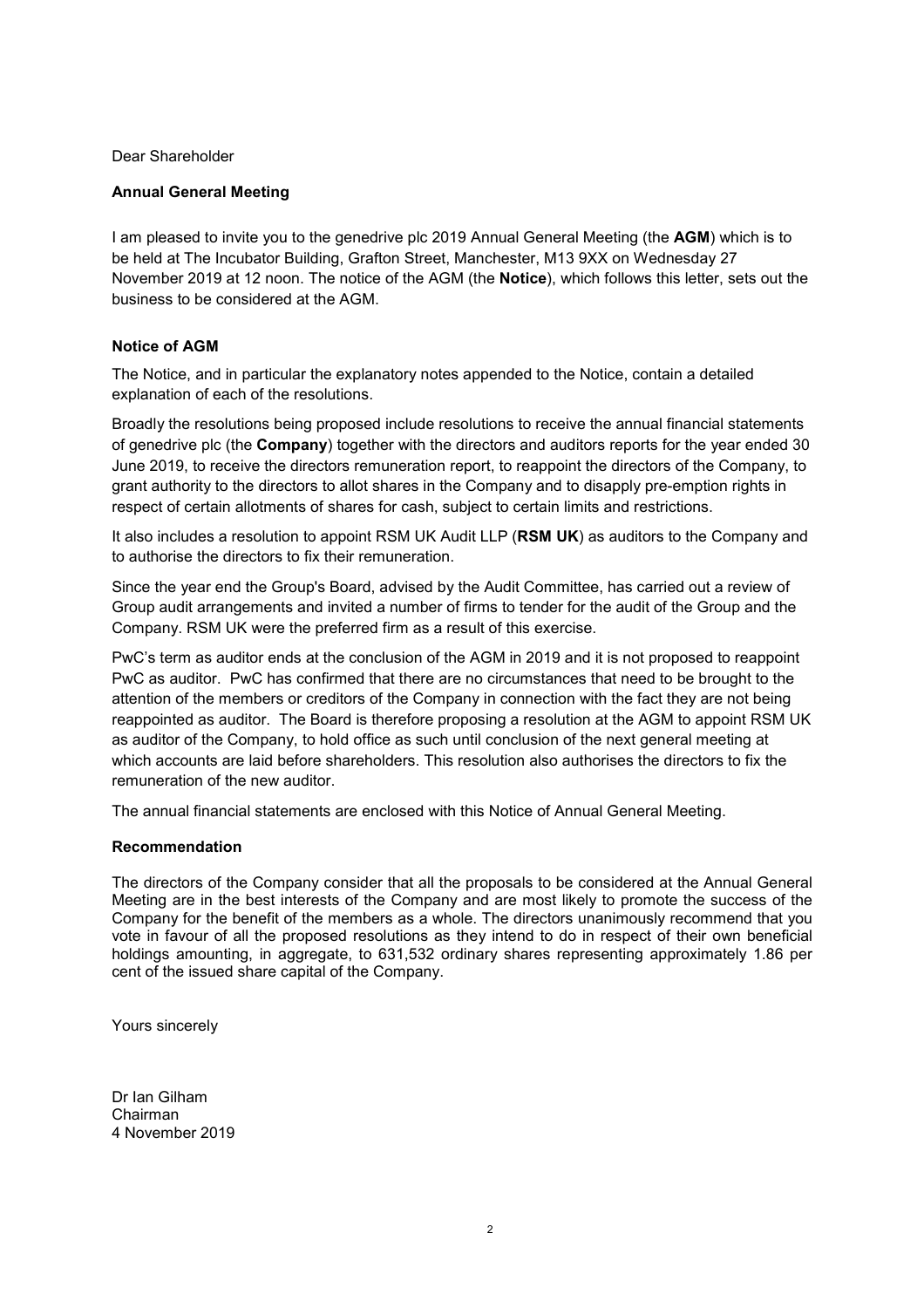Dear Shareholder

**Annual General Meeting**

I am pleased to invite you to the genedrive plc 2019 Annual General Meeting (the **AGM**) which is to be held at The Incubator Building, Grafton Street, Manchester, M13 9XX on Wednesday 27 November 2019 at 12 noon. The notice of the AGM (the **Notice**), which follows this letter, sets out the business to be considered at the AGM.

**Notice of AGM**

The Notice, and in particular the explanatory notes appended to the Notice, contain a detailed explanation of each of the resolutions.

Broadly the resolutions being proposed include resolutions to receive the annual financial statements of genedrive plc (the **Company**) together with the directors and auditors reports for the year ended 30 June 2019, to receive the directors remuneration report, to reappoint the directors of the Company, to grant authority to the directors to allot shares in the Company and to disapply pre-emption rights in respect of certain allotments of shares for cash, subject to certain limits and restrictions.

It also includes a resolution to appoint RSM UK Audit LLP (**RSM UK**) as auditors to the Company and to authorise the directors to fix their remuneration.

Since the year end the Group's Board, advised by the Audit Committee, has carried out a review of Group audit arrangements and invited a number of firms to tender for the audit of the Group and the Company. RSM UK were the preferred firm as a result of this exercise.

PwC's term as auditor ends at the conclusion of the AGM in 2019 and it is not proposed to reappoint PwC as auditor. PwC has confirmed that there are no circumstances that need to be brought to the attention of the members or creditors of the Company in connection with the fact they are not being reappointed as auditor. The Board is therefore proposing a resolution at the AGM to appoint RSM UK as auditor of the Company, to hold office as such until conclusion of the next general meeting at which accounts are laid before shareholders. This resolution also authorises the directors to fix the remuneration of the new auditor.

The annual financial statements are enclosed with this Notice of Annual General Meeting.

**Recommendation**

The directors of the Company consider that all the proposals to be considered at the Annual General Meeting are in the best interests of the Company and are most likely to promote the success of the Company for the benefit of the members as a whole. The directors unanimously recommend that you vote in favour of all the proposed resolutions as they intend to do in respect of their own beneficial holdings amounting, in aggregate, to 631,532 ordinary shares representing approximately 1.86 per cent of the issued share capital of the Company.

Yours sincerely

Dr Ian Gilham
Chairman
4 November 2019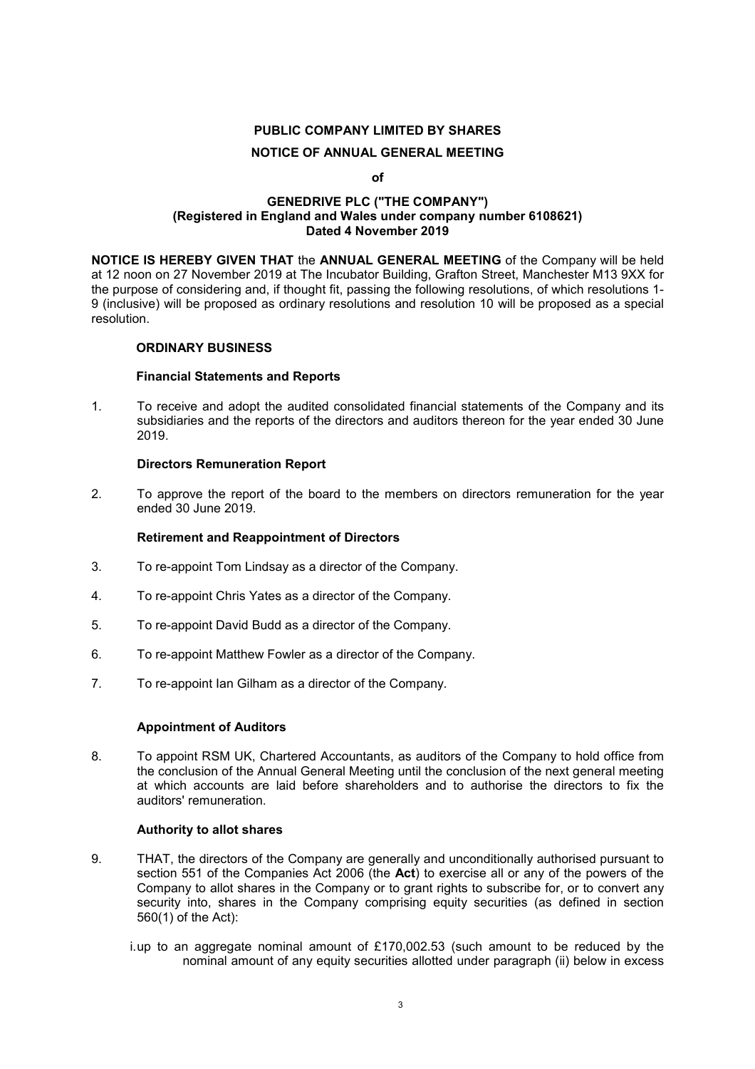**PUBLIC COMPANY LIMITED BY SHARES**

**NOTICE OF ANNUAL GENERAL MEETING**

**of**

**GENEDRIVE PLC ("THE COMPANY")**
**(Registered in England and Wales under company number 6108621)**
**Dated 4 November 2019**

**NOTICE IS HEREBY GIVEN THAT** the **ANNUAL GENERAL MEETING** of the Company will be held at 12 noon on 27 November 2019 at The Incubator Building, Grafton Street, Manchester M13 9XX for the purpose of considering and, if thought fit, passing the following resolutions, of which resolutions 1-9 (inclusive) will be proposed as ordinary resolutions and resolution 10 will be proposed as a special resolution.

**ORDINARY BUSINESS**

**Financial Statements and Reports**

1. To receive and adopt the audited consolidated financial statements of the Company and its subsidiaries and the reports of the directors and auditors thereon for the year ended 30 June 2019.

**Directors Remuneration Report**

2. To approve the report of the board to the members on directors remuneration for the year ended 30 June 2019.

**Retirement and Reappointment of Directors**

3. To re-appoint Tom Lindsay as a director of the Company.

4. To re-appoint Chris Yates as a director of the Company.

5. To re-appoint David Budd as a director of the Company.

6. To re-appoint Matthew Fowler as a director of the Company.

7. To re-appoint Ian Gilham as a director of the Company.

**Appointment of Auditors**

8. To appoint RSM UK, Chartered Accountants, as auditors of the Company to hold office from the conclusion of the Annual General Meeting until the conclusion of the next general meeting at which accounts are laid before shareholders and to authorise the directors to fix the auditors' remuneration.

**Authority to allot shares**

9. THAT, the directors of the Company are generally and unconditionally authorised pursuant to section 551 of the Companies Act 2006 (the **Act**) to exercise all or any of the powers of the Company to allot shares in the Company or to grant rights to subscribe for, or to convert any security into, shares in the Company comprising equity securities (as defined in section 560(1) of the Act):

   i. up to an aggregate nominal amount of £170,002.53 (such amount to be reduced by the nominal amount of any equity securities allotted under paragraph (ii) below in excess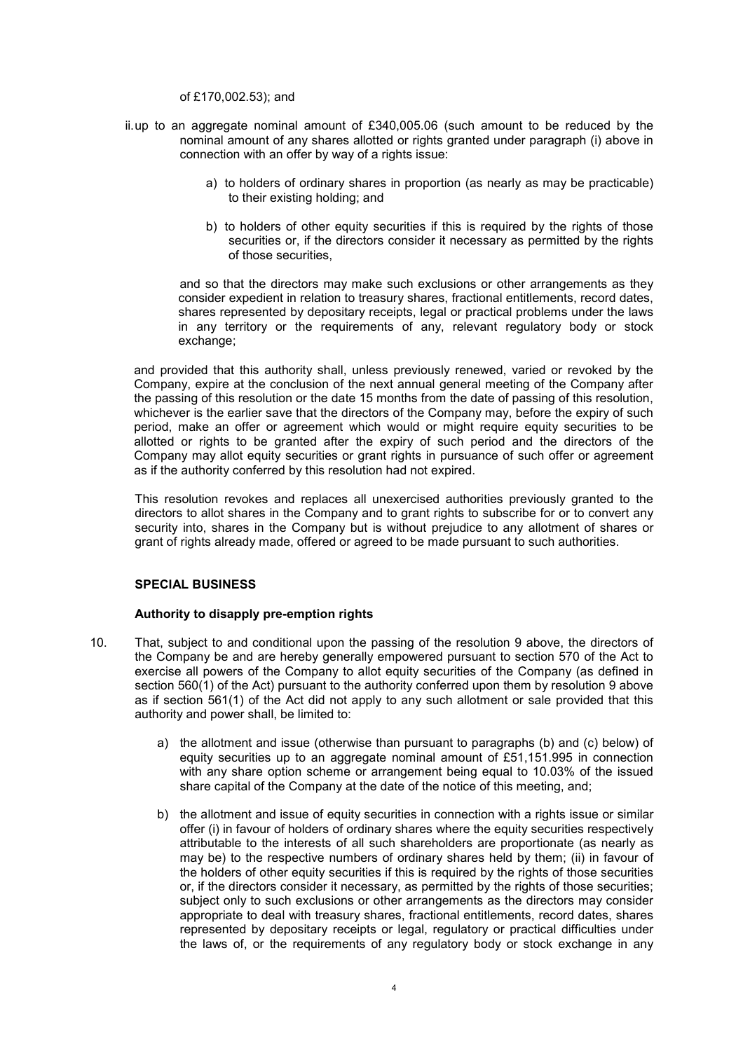of £170,002.53); and

ii. up to an aggregate nominal amount of £340,005.06 (such amount to be reduced by the nominal amount of any shares allotted or rights granted under paragraph (i) above in connection with an offer by way of a rights issue:

a) to holders of ordinary shares in proportion (as nearly as may be practicable) to their existing holding; and

b) to holders of other equity securities if this is required by the rights of those securities or, if the directors consider it necessary as permitted by the rights of those securities,

and so that the directors may make such exclusions or other arrangements as they consider expedient in relation to treasury shares, fractional entitlements, record dates, shares represented by depositary receipts, legal or practical problems under the laws in any territory or the requirements of any, relevant regulatory body or stock exchange;

and provided that this authority shall, unless previously renewed, varied or revoked by the Company, expire at the conclusion of the next annual general meeting of the Company after the passing of this resolution or the date 15 months from the date of passing of this resolution, whichever is the earlier save that the directors of the Company may, before the expiry of such period, make an offer or agreement which would or might require equity securities to be allotted or rights to be granted after the expiry of such period and the directors of the Company may allot equity securities or grant rights in pursuance of such offer or agreement as if the authority conferred by this resolution had not expired.

This resolution revokes and replaces all unexercised authorities previously granted to the directors to allot shares in the Company and to grant rights to subscribe for or to convert any security into, shares in the Company but is without prejudice to any allotment of shares or grant of rights already made, offered or agreed to be made pursuant to such authorities.

**SPECIAL BUSINESS**

**Authority to disapply pre-emption rights**

10. That, subject to and conditional upon the passing of the resolution 9 above, the directors of the Company be and are hereby generally empowered pursuant to section 570 of the Act to exercise all powers of the Company to allot equity securities of the Company (as defined in section 560(1) of the Act) pursuant to the authority conferred upon them by resolution 9 above as if section 561(1) of the Act did not apply to any such allotment or sale provided that this authority and power shall, be limited to:

    a) the allotment and issue (otherwise than pursuant to paragraphs (b) and (c) below) of equity securities up to an aggregate nominal amount of £51,151.995 in connection with any share option scheme or arrangement being equal to 10.03% of the issued share capital of the Company at the date of the notice of this meeting, and;

    b) the allotment and issue of equity securities in connection with a rights issue or similar offer (i) in favour of holders of ordinary shares where the equity securities respectively attributable to the interests of all such shareholders are proportionate (as nearly as may be) to the respective numbers of ordinary shares held by them; (ii) in favour of the holders of other equity securities if this is required by the rights of those securities or, if the directors consider it necessary, as permitted by the rights of those securities; subject only to such exclusions or other arrangements as the directors may consider appropriate to deal with treasury shares, fractional entitlements, record dates, shares represented by depositary receipts or legal, regulatory or practical difficulties under the laws of, or the requirements of any regulatory body or stock exchange in any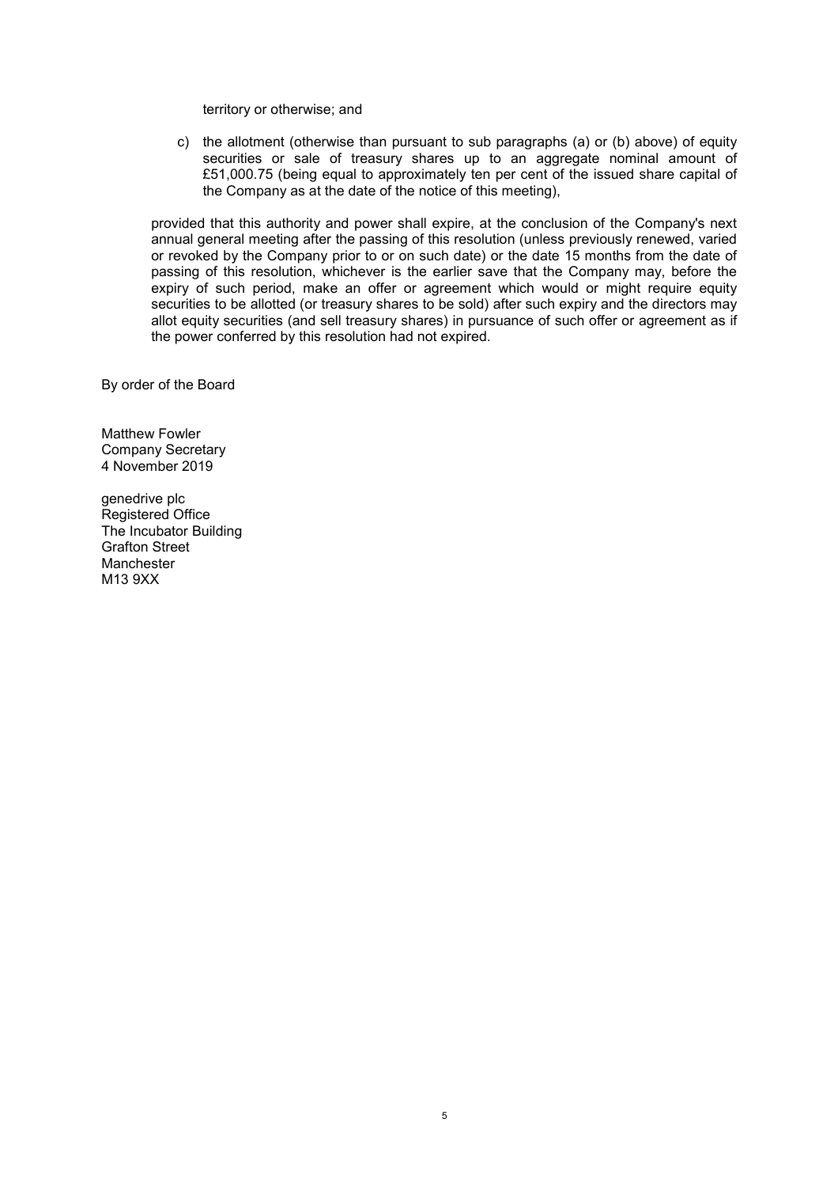territory or otherwise; and

c) the allotment (otherwise than pursuant to sub paragraphs (a) or (b) above) of equity securities or sale of treasury shares up to an aggregate nominal amount of £51,000.75 (being equal to approximately ten per cent of the issued share capital of the Company as at the date of the notice of this meeting),

provided that this authority and power shall expire, at the conclusion of the Company's next annual general meeting after the passing of this resolution (unless previously renewed, varied or revoked by the Company prior to or on such date) or the date 15 months from the date of passing of this resolution, whichever is the earlier save that the Company may, before the expiry of such period, make an offer or agreement which would or might require equity securities to be allotted (or treasury shares to be sold) after such expiry and the directors may allot equity securities (and sell treasury shares) in pursuance of such offer or agreement as if the power conferred by this resolution had not expired.

By order of the Board

Matthew Fowler
Company Secretary
4 November 2019

genedrive plc
Registered Office
The Incubator Building
Grafton Street
Manchester
M13 9XX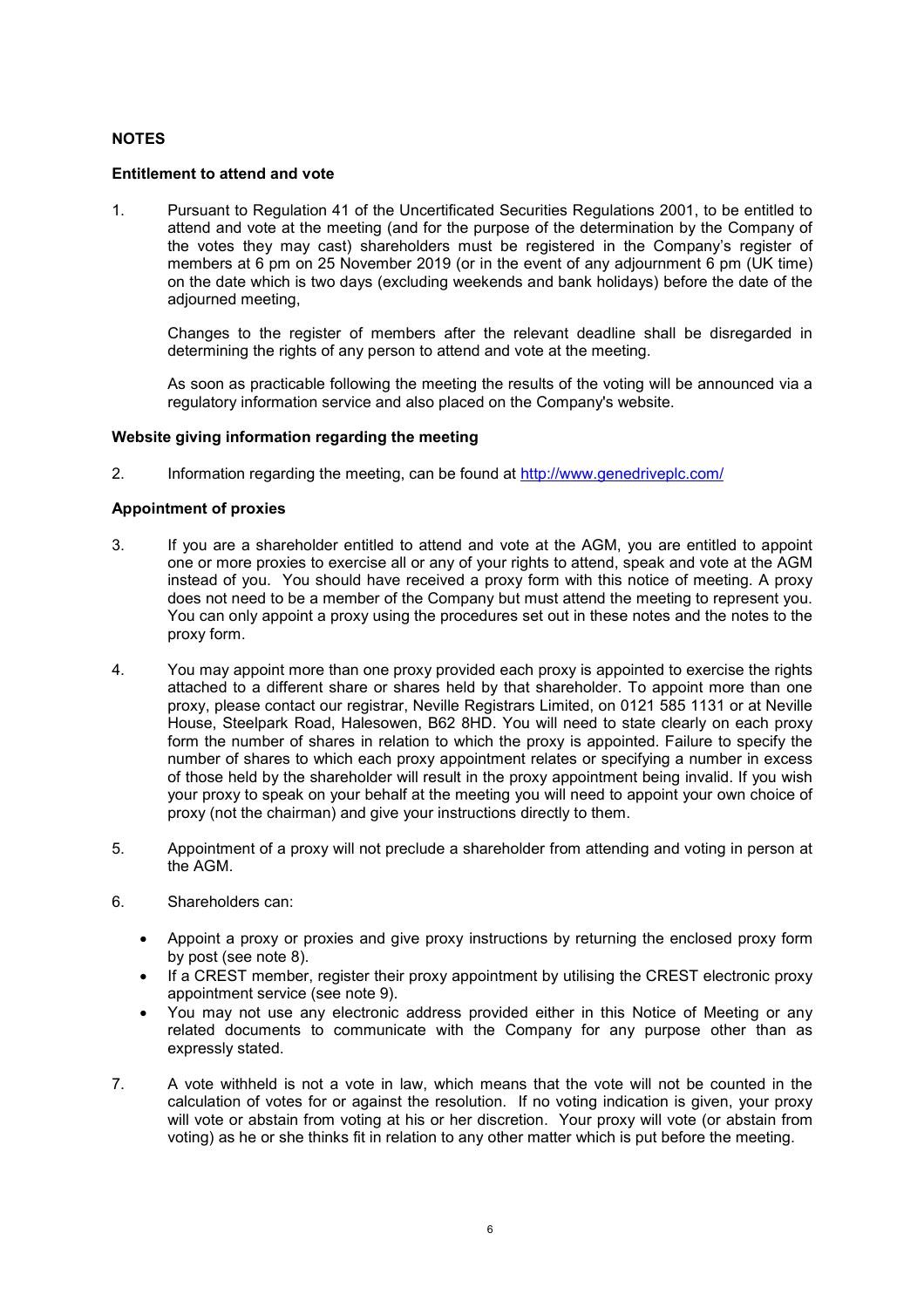## NOTES

### Entitlement to attend and vote

1. Pursuant to Regulation 41 of the Uncertificated Securities Regulations 2001, to be entitled to attend and vote at the meeting (and for the purpose of the determination by the Company of the votes they may cast) shareholders must be registered in the Company's register of members at 6 pm on 25 November 2019 (or in the event of any adjournment 6 pm (UK time) on the date which is two days (excluding weekends and bank holidays) before the date of the adjourned meeting,

   Changes to the register of members after the relevant deadline shall be disregarded in determining the rights of any person to attend and vote at the meeting.

   As soon as practicable following the meeting the results of the voting will be announced via a regulatory information service and also placed on the Company's website.

### Website giving information regarding the meeting

2. Information regarding the meeting, can be found at [http://www.genedriveplc.com/](http://www.genedriveplc.com/)

### Appointment of proxies

3. If you are a shareholder entitled to attend and vote at the AGM, you are entitled to appoint one or more proxies to exercise all or any of your rights to attend, speak and vote at the AGM instead of you. You should have received a proxy form with this notice of meeting. A proxy does not need to be a member of the Company but must attend the meeting to represent you. You can only appoint a proxy using the procedures set out in these notes and the notes to the proxy form.

4. You may appoint more than one proxy provided each proxy is appointed to exercise the rights attached to a different share or shares held by that shareholder. To appoint more than one proxy, please contact our registrar, Neville Registrars Limited, on 0121 585 1131 or at Neville House, Steelpark Road, Halesowen, B62 8HD. You will need to state clearly on each proxy form the number of shares in relation to which the proxy is appointed. Failure to specify the number of shares to which each proxy appointment relates or specifying a number in excess of those held by the shareholder will result in the proxy appointment being invalid. If you wish your proxy to speak on your behalf at the meeting you will need to appoint your own choice of proxy (not the chairman) and give your instructions directly to them.

5. Appointment of a proxy will not preclude a shareholder from attending and voting in person at the AGM.

6. Shareholders can:

   - Appoint a proxy or proxies and give proxy instructions by returning the enclosed proxy form by post (see note 8).
   - If a CREST member, register their proxy appointment by utilising the CREST electronic proxy appointment service (see note 9).
   - You may not use any electronic address provided either in this Notice of Meeting or any related documents to communicate with the Company for any purpose other than as expressly stated.

7. A vote withheld is not a vote in law, which means that the vote will not be counted in the calculation of votes for or against the resolution. If no voting indication is given, your proxy will vote or abstain from voting at his or her discretion. Your proxy will vote (or abstain from voting) as he or she thinks fit in relation to any other matter which is put before the meeting.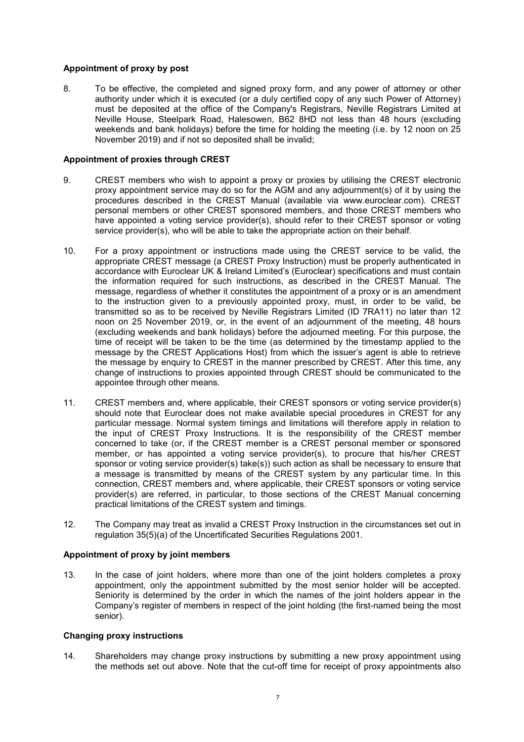**Appointment of proxy by post**

8. To be effective, the completed and signed proxy form, and any power of attorney or other authority under which it is executed (or a duly certified copy of any such Power of Attorney) must be deposited at the office of the Company's Registrars, Neville Registrars Limited at Neville House, Steelpark Road, Halesowen, B62 8HD not less than 48 hours (excluding weekends and bank holidays) before the time for holding the meeting (i.e. by 12 noon on 25 November 2019) and if not so deposited shall be invalid;

**Appointment of proxies through CREST**

9. CREST members who wish to appoint a proxy or proxies by utilising the CREST electronic proxy appointment service may do so for the AGM and any adjournment(s) of it by using the procedures described in the CREST Manual (available via www.euroclear.com). CREST personal members or other CREST sponsored members, and those CREST members who have appointed a voting service provider(s), should refer to their CREST sponsor or voting service provider(s), who will be able to take the appropriate action on their behalf.

10. For a proxy appointment or instructions made using the CREST service to be valid, the appropriate CREST message (a CREST Proxy Instruction) must be properly authenticated in accordance with Euroclear UK & Ireland Limited's (Euroclear) specifications and must contain the information required for such instructions, as described in the CREST Manual. The message, regardless of whether it constitutes the appointment of a proxy or is an amendment to the instruction given to a previously appointed proxy, must, in order to be valid, be transmitted so as to be received by Neville Registrars Limited (ID 7RA11) no later than 12 noon on 25 November 2019, or, in the event of an adjournment of the meeting, 48 hours (excluding weekends and bank holidays) before the adjourned meeting. For this purpose, the time of receipt will be taken to be the time (as determined by the timestamp applied to the message by the CREST Applications Host) from which the issuer's agent is able to retrieve the message by enquiry to CREST in the manner prescribed by CREST. After this time, any change of instructions to proxies appointed through CREST should be communicated to the appointee through other means.

11. CREST members and, where applicable, their CREST sponsors or voting service provider(s) should note that Euroclear does not make available special procedures in CREST for any particular message. Normal system timings and limitations will therefore apply in relation to the input of CREST Proxy Instructions. It is the responsibility of the CREST member concerned to take (or, if the CREST member is a CREST personal member or sponsored member, or has appointed a voting service provider(s), to procure that his/her CREST sponsor or voting service provider(s) take(s)) such action as shall be necessary to ensure that a message is transmitted by means of the CREST system by any particular time. In this connection, CREST members and, where applicable, their CREST sponsors or voting service provider(s) are referred, in particular, to those sections of the CREST Manual concerning practical limitations of the CREST system and timings.

12. The Company may treat as invalid a CREST Proxy Instruction in the circumstances set out in regulation 35(5)(a) of the Uncertificated Securities Regulations 2001.

**Appointment of proxy by joint members**

13. In the case of joint holders, where more than one of the joint holders completes a proxy appointment, only the appointment submitted by the most senior holder will be accepted. Seniority is determined by the order in which the names of the joint holders appear in the Company's register of members in respect of the joint holding (the first-named being the most senior).

**Changing proxy instructions**

14. Shareholders may change proxy instructions by submitting a new proxy appointment using the methods set out above. Note that the cut-off time for receipt of proxy appointments also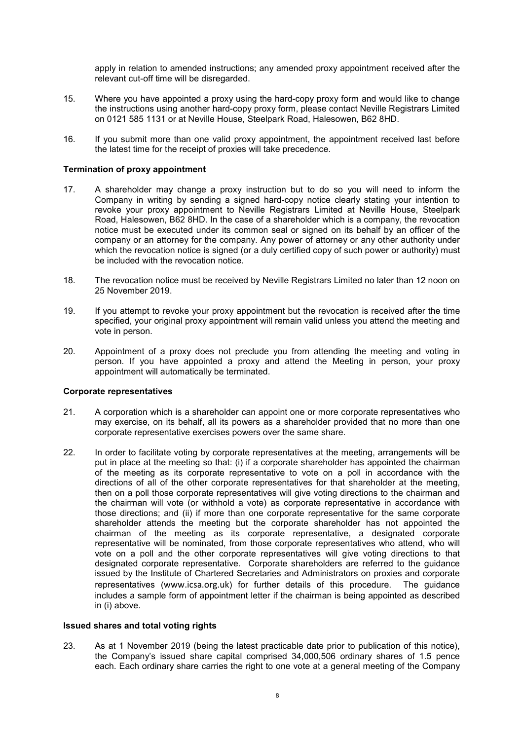apply in relation to amended instructions; any amended proxy appointment received after the relevant cut-off time will be disregarded.

15. Where you have appointed a proxy using the hard-copy proxy form and would like to change the instructions using another hard-copy proxy form, please contact Neville Registrars Limited on 0121 585 1131 or at Neville House, Steelpark Road, Halesowen, B62 8HD.

16. If you submit more than one valid proxy appointment, the appointment received last before the latest time for the receipt of proxies will take precedence.

**Termination of proxy appointment**

17. A shareholder may change a proxy instruction but to do so you will need to inform the Company in writing by sending a signed hard-copy notice clearly stating your intention to revoke your proxy appointment to Neville Registrars Limited at Neville House, Steelpark Road, Halesowen, B62 8HD. In the case of a shareholder which is a company, the revocation notice must be executed under its common seal or signed on its behalf by an officer of the company or an attorney for the company. Any power of attorney or any other authority under which the revocation notice is signed (or a duly certified copy of such power or authority) must be included with the revocation notice.

18. The revocation notice must be received by Neville Registrars Limited no later than 12 noon on 25 November 2019.

19. If you attempt to revoke your proxy appointment but the revocation is received after the time specified, your original proxy appointment will remain valid unless you attend the meeting and vote in person.

20. Appointment of a proxy does not preclude you from attending the meeting and voting in person. If you have appointed a proxy and attend the Meeting in person, your proxy appointment will automatically be terminated.

**Corporate representatives**

21. A corporation which is a shareholder can appoint one or more corporate representatives who may exercise, on its behalf, all its powers as a shareholder provided that no more than one corporate representative exercises powers over the same share.

22. In order to facilitate voting by corporate representatives at the meeting, arrangements will be put in place at the meeting so that: (i) if a corporate shareholder has appointed the chairman of the meeting as its corporate representative to vote on a poll in accordance with the directions of all of the other corporate representatives for that shareholder at the meeting, then on a poll those corporate representatives will give voting directions to the chairman and the chairman will vote (or withhold a vote) as corporate representative in accordance with those directions; and (ii) if more than one corporate representative for the same corporate shareholder attends the meeting but the corporate shareholder has not appointed the chairman of the meeting as its corporate representative, a designated corporate representative will be nominated, from those corporate representatives who attend, who will vote on a poll and the other corporate representatives will give voting directions to that designated corporate representative. Corporate shareholders are referred to the guidance issued by the Institute of Chartered Secretaries and Administrators on proxies and corporate representatives (www.icsa.org.uk) for further details of this procedure. The guidance includes a sample form of appointment letter if the chairman is being appointed as described in (i) above.

**Issued shares and total voting rights**

23. As at 1 November 2019 (being the latest practicable date prior to publication of this notice), the Company's issued share capital comprised 34,000,506 ordinary shares of 1.5 pence each. Each ordinary share carries the right to one vote at a general meeting of the Company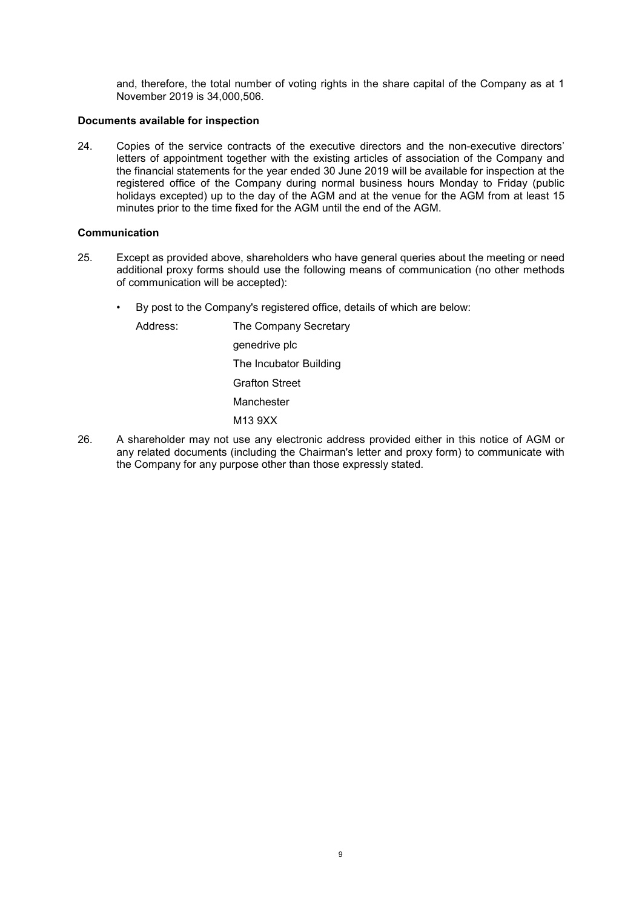and, therefore, the total number of voting rights in the share capital of the Company as at 1 November 2019 is 34,000,506.

**Documents available for inspection**

24. Copies of the service contracts of the executive directors and the non-executive directors' letters of appointment together with the existing articles of association of the Company and the financial statements for the year ended 30 June 2019 will be available for inspection at the registered office of the Company during normal business hours Monday to Friday (public holidays excepted) up to the day of the AGM and at the venue for the AGM from at least 15 minutes prior to the time fixed for the AGM until the end of the AGM.

**Communication**

25. Except as provided above, shareholders who have general queries about the meeting or need additional proxy forms should use the following means of communication (no other methods of communication will be accepted):

    - By post to the Company's registered office, details of which are below:

      Address: The Company Secretary
      genedrive plc
      The Incubator Building
      Grafton Street
      Manchester
      M13 9XX

26. A shareholder may not use any electronic address provided either in this notice of AGM or any related documents (including the Chairman's letter and proxy form) to communicate with the Company for any purpose other than those expressly stated.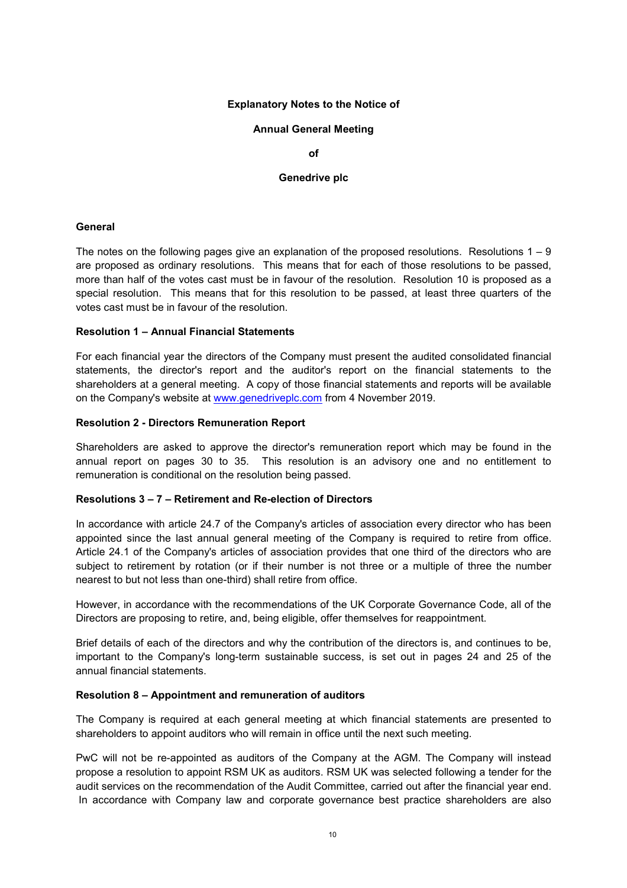# Explanatory Notes to the Notice of

# Annual General Meeting

# of

# Genedrive plc

## General

The notes on the following pages give an explanation of the proposed resolutions. Resolutions 1 – 9 are proposed as ordinary resolutions. This means that for each of those resolutions to be passed, more than half of the votes cast must be in favour of the resolution. Resolution 10 is proposed as a special resolution. This means that for this resolution to be passed, at least three quarters of the votes cast must be in favour of the resolution.

## Resolution 1 – Annual Financial Statements

For each financial year the directors of the Company must present the audited consolidated financial statements, the director's report and the auditor's report on the financial statements to the shareholders at a general meeting. A copy of those financial statements and reports will be available on the Company's website at [www.genedriveplc.com](http://www.genedriveplc.com) from 4 November 2019.

## Resolution 2 - Directors Remuneration Report

Shareholders are asked to approve the director's remuneration report which may be found in the annual report on pages 30 to 35. This resolution is an advisory one and no entitlement to remuneration is conditional on the resolution being passed.

## Resolutions 3 – 7 – Retirement and Re-election of Directors

In accordance with article 24.7 of the Company's articles of association every director who has been appointed since the last annual general meeting of the Company is required to retire from office. Article 24.1 of the Company's articles of association provides that one third of the directors who are subject to retirement by rotation (or if their number is not three or a multiple of three the number nearest to but not less than one-third) shall retire from office.

However, in accordance with the recommendations of the UK Corporate Governance Code, all of the Directors are proposing to retire, and, being eligible, offer themselves for reappointment.

Brief details of each of the directors and why the contribution of the directors is, and continues to be, important to the Company's long-term sustainable success, is set out in pages 24 and 25 of the annual financial statements.

## Resolution 8 – Appointment and remuneration of auditors

The Company is required at each general meeting at which financial statements are presented to shareholders to appoint auditors who will remain in office until the next such meeting.

PwC will not be re-appointed as auditors of the Company at the AGM. The Company will instead propose a resolution to appoint RSM UK as auditors. RSM UK was selected following a tender for the audit services on the recommendation of the Audit Committee, carried out after the financial year end. In accordance with Company law and corporate governance best practice shareholders are also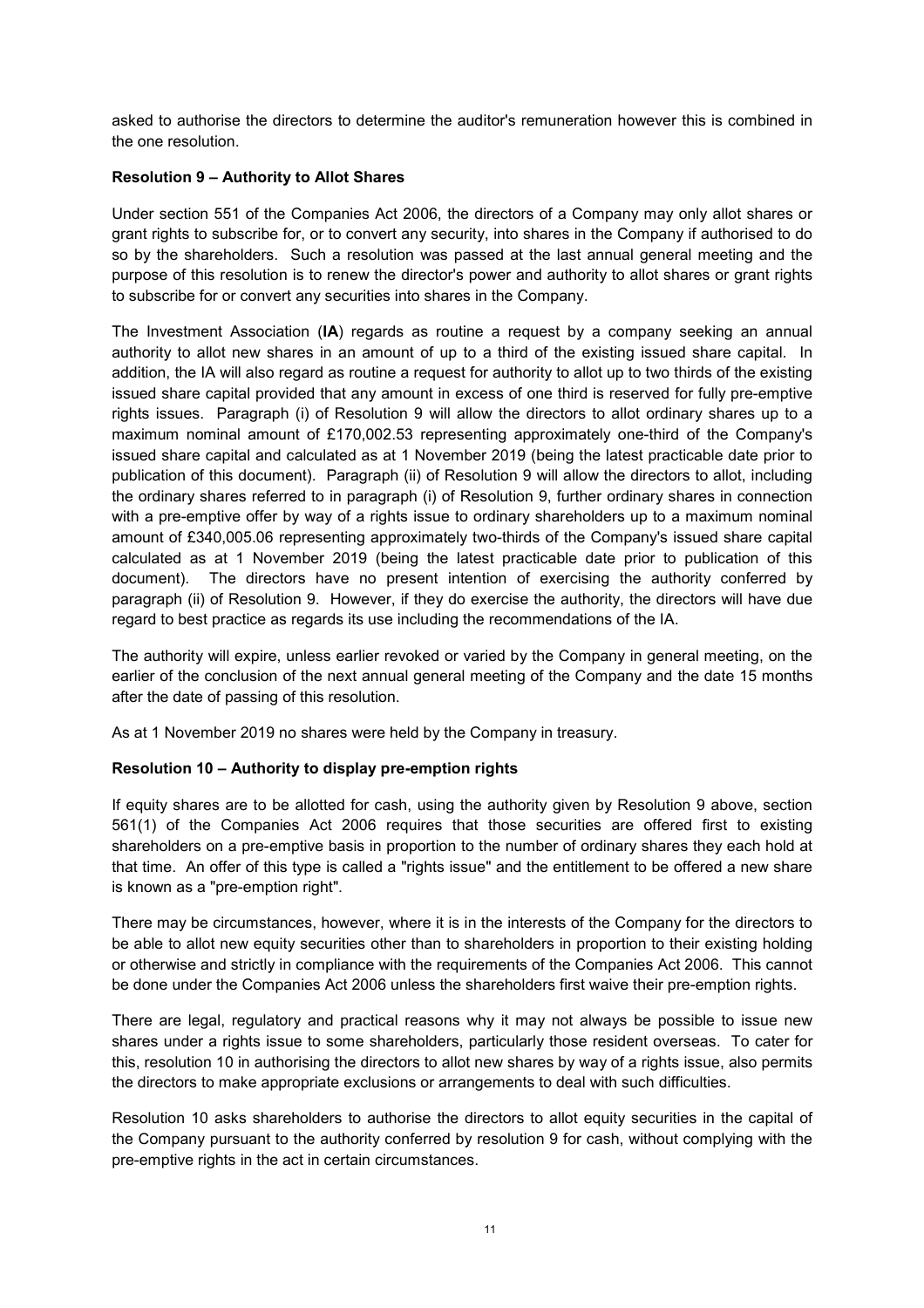asked to authorise the directors to determine the auditor's remuneration however this is combined in the one resolution.

**Resolution 9 – Authority to Allot Shares**

Under section 551 of the Companies Act 2006, the directors of a Company may only allot shares or grant rights to subscribe for, or to convert any security, into shares in the Company if authorised to do so by the shareholders. Such a resolution was passed at the last annual general meeting and the purpose of this resolution is to renew the director's power and authority to allot shares or grant rights to subscribe for or convert any securities into shares in the Company.

The Investment Association (**IA**) regards as routine a request by a company seeking an annual authority to allot new shares in an amount of up to a third of the existing issued share capital. In addition, the IA will also regard as routine a request for authority to allot up to two thirds of the existing issued share capital provided that any amount in excess of one third is reserved for fully pre-emptive rights issues. Paragraph (i) of Resolution 9 will allow the directors to allot ordinary shares up to a maximum nominal amount of £170,002.53 representing approximately one-third of the Company's issued share capital and calculated as at 1 November 2019 (being the latest practicable date prior to publication of this document). Paragraph (ii) of Resolution 9 will allow the directors to allot, including the ordinary shares referred to in paragraph (i) of Resolution 9, further ordinary shares in connection with a pre-emptive offer by way of a rights issue to ordinary shareholders up to a maximum nominal amount of £340,005.06 representing approximately two-thirds of the Company's issued share capital calculated as at 1 November 2019 (being the latest practicable date prior to publication of this document). The directors have no present intention of exercising the authority conferred by paragraph (ii) of Resolution 9. However, if they do exercise the authority, the directors will have due regard to best practice as regards its use including the recommendations of the IA.

The authority will expire, unless earlier revoked or varied by the Company in general meeting, on the earlier of the conclusion of the next annual general meeting of the Company and the date 15 months after the date of passing of this resolution.

As at 1 November 2019 no shares were held by the Company in treasury.

**Resolution 10 – Authority to display pre-emption rights**

If equity shares are to be allotted for cash, using the authority given by Resolution 9 above, section 561(1) of the Companies Act 2006 requires that those securities are offered first to existing shareholders on a pre-emptive basis in proportion to the number of ordinary shares they each hold at that time. An offer of this type is called a "rights issue" and the entitlement to be offered a new share is known as a "pre-emption right".

There may be circumstances, however, where it is in the interests of the Company for the directors to be able to allot new equity securities other than to shareholders in proportion to their existing holding or otherwise and strictly in compliance with the requirements of the Companies Act 2006. This cannot be done under the Companies Act 2006 unless the shareholders first waive their pre-emption rights.

There are legal, regulatory and practical reasons why it may not always be possible to issue new shares under a rights issue to some shareholders, particularly those resident overseas. To cater for this, resolution 10 in authorising the directors to allot new shares by way of a rights issue, also permits the directors to make appropriate exclusions or arrangements to deal with such difficulties.

Resolution 10 asks shareholders to authorise the directors to allot equity securities in the capital of the Company pursuant to the authority conferred by resolution 9 for cash, without complying with the pre-emptive rights in the act in certain circumstances.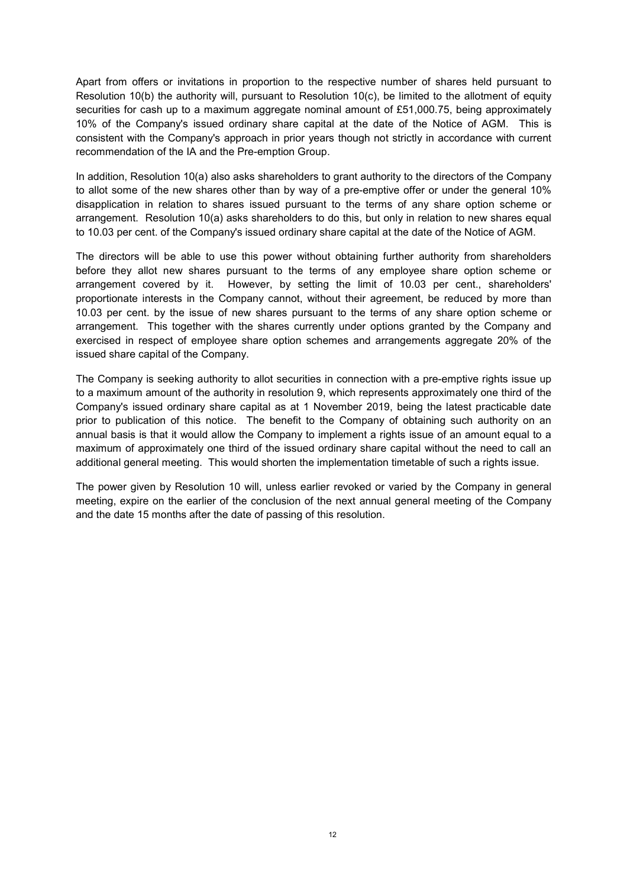Apart from offers or invitations in proportion to the respective number of shares held pursuant to Resolution 10(b) the authority will, pursuant to Resolution 10(c), be limited to the allotment of equity securities for cash up to a maximum aggregate nominal amount of £51,000.75, being approximately 10% of the Company's issued ordinary share capital at the date of the Notice of AGM. This is consistent with the Company's approach in prior years though not strictly in accordance with current recommendation of the IA and the Pre-emption Group.

In addition, Resolution 10(a) also asks shareholders to grant authority to the directors of the Company to allot some of the new shares other than by way of a pre-emptive offer or under the general 10% disapplication in relation to shares issued pursuant to the terms of any share option scheme or arrangement. Resolution 10(a) asks shareholders to do this, but only in relation to new shares equal to 10.03 per cent. of the Company's issued ordinary share capital at the date of the Notice of AGM.

The directors will be able to use this power without obtaining further authority from shareholders before they allot new shares pursuant to the terms of any employee share option scheme or arrangement covered by it. However, by setting the limit of 10.03 per cent., shareholders' proportionate interests in the Company cannot, without their agreement, be reduced by more than 10.03 per cent. by the issue of new shares pursuant to the terms of any share option scheme or arrangement. This together with the shares currently under options granted by the Company and exercised in respect of employee share option schemes and arrangements aggregate 20% of the issued share capital of the Company.

The Company is seeking authority to allot securities in connection with a pre-emptive rights issue up to a maximum amount of the authority in resolution 9, which represents approximately one third of the Company's issued ordinary share capital as at 1 November 2019, being the latest practicable date prior to publication of this notice. The benefit to the Company of obtaining such authority on an annual basis is that it would allow the Company to implement a rights issue of an amount equal to a maximum of approximately one third of the issued ordinary share capital without the need to call an additional general meeting. This would shorten the implementation timetable of such a rights issue.

The power given by Resolution 10 will, unless earlier revoked or varied by the Company in general meeting, expire on the earlier of the conclusion of the next annual general meeting of the Company and the date 15 months after the date of passing of this resolution.